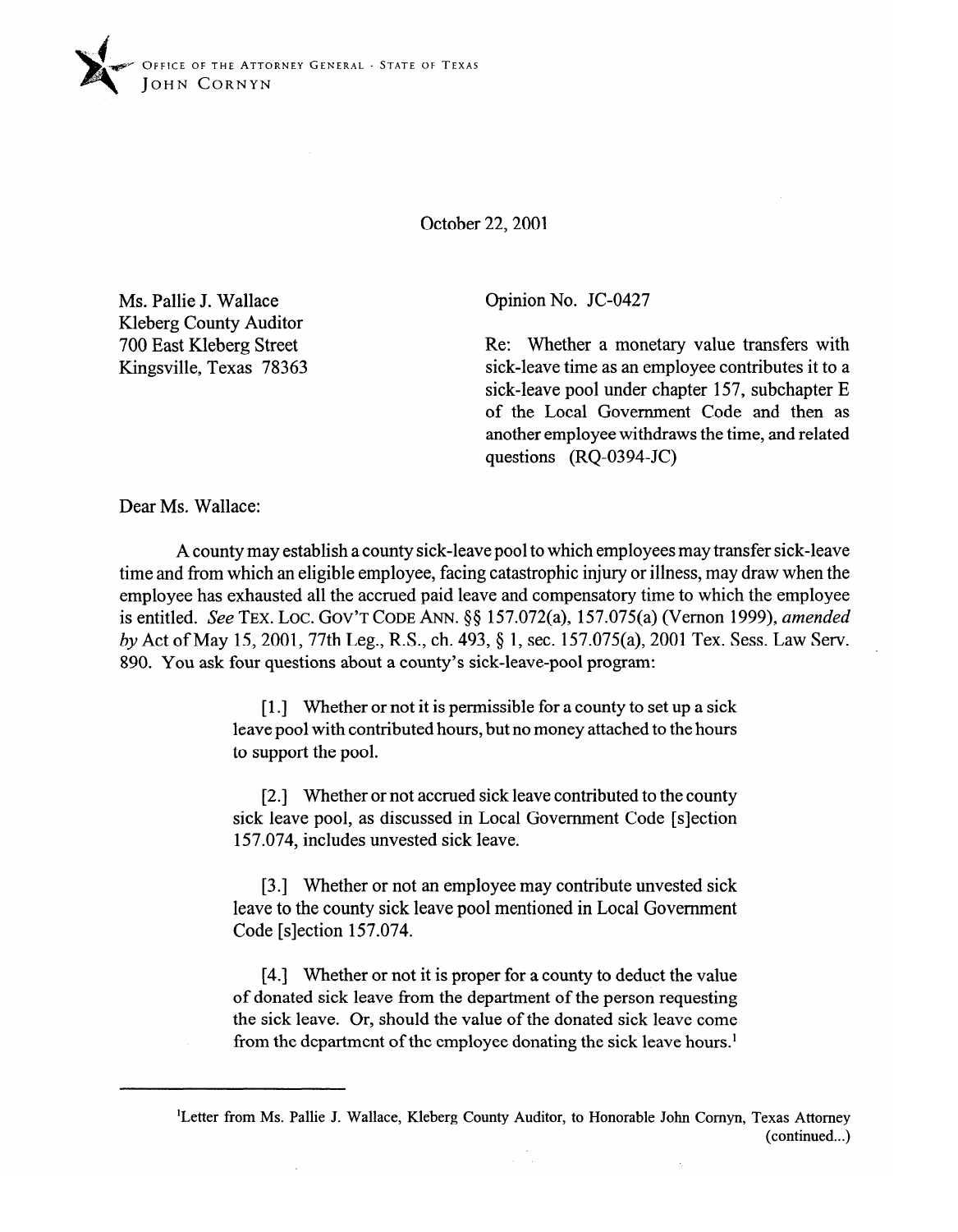OFFICE OF THE ATTORNEY GENERAL · STATE OF TEXAS
JOHN CORNYN

October 22, 2001

Ms. Pallie J. Wallace
Kleberg County Auditor
700 East Kleberg Street
Kingsville, Texas 78363

Opinion No. JC-0427

Re: Whether a monetary value transfers with sick-leave time as an employee contributes it to a sick-leave pool under chapter 157, subchapter E of the Local Government Code and then as another employee withdraws the time, and related questions (RQ-0394-JC)

Dear Ms. Wallace:

A county may establish a county sick-leave pool to which employees may transfer sick-leave time and from which an eligible employee, facing catastrophic injury or illness, may draw when the employee has exhausted all the accrued paid leave and compensatory time to which the employee is entitled. *See* TEX. LOC. GOV'T CODE ANN. §§ 157.072(a), 157.075(a) (Vernon 1999), *amended by* Act of May 15, 2001, 77th Leg., R.S., ch. 493, § 1, sec. 157.075(a), 2001 Tex. Sess. Law Serv. 890. You ask four questions about a county's sick-leave-pool program:

> [1.] Whether or not it is permissible for a county to set up a sick leave pool with contributed hours, but no money attached to the hours to support the pool.
>
> [2.] Whether or not accrued sick leave contributed to the county sick leave pool, as discussed in Local Government Code [s]ection 157.074, includes unvested sick leave.
>
> [3.] Whether or not an employee may contribute unvested sick leave to the county sick leave pool mentioned in Local Government Code [s]ection 157.074.
>
> [4.] Whether or not it is proper for a county to deduct the value of donated sick leave from the department of the person requesting the sick leave. Or, should the value of the donated sick leave come from the department of the employee donating the sick leave hours.[1]

---

[1]Letter from Ms. Pallie J. Wallace, Kleberg County Auditor, to Honorable John Cornyn, Texas Attorney (continued...)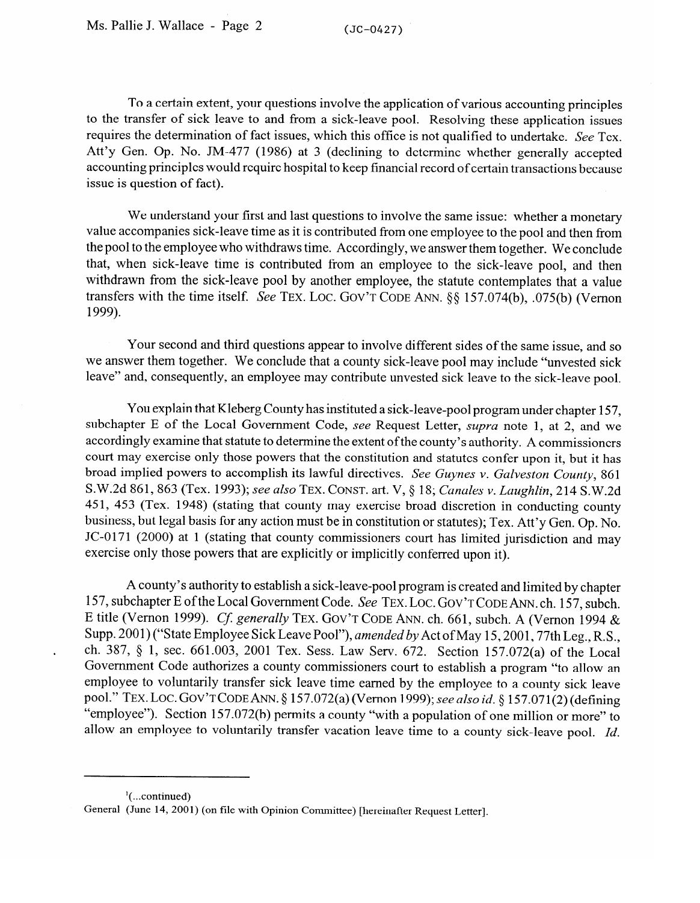To a certain extent, your questions involve the application of various accounting principles to the transfer of sick leave to and from a sick-leave pool. Resolving these application issues requires the determination of fact issues, which this office is not qualified to undertake. *See* Tex. Att'y Gen. Op. No. JM-477 (1986) at 3 (declining to determine whether generally accepted accounting principles would require hospital to keep financial record of certain transactions because issue is question of fact).

We understand your first and last questions to involve the same issue: whether a monetary value accompanies sick-leave time as it is contributed from one employee to the pool and then from the pool to the employee who withdraws time. Accordingly, we answer them together. We conclude that, when sick-leave time is contributed from an employee to the sick-leave pool, and then withdrawn from the sick-leave pool by another employee, the statute contemplates that a value transfers with the time itself. *See* TEX. LOC. GOV'T CODE ANN. §§ 157.074(b), .075(b) (Vernon 1999).

Your second and third questions appear to involve different sides of the same issue, and so we answer them together. We conclude that a county sick-leave pool may include "unvested sick leave" and, consequently, an employee may contribute unvested sick leave to the sick-leave pool.

You explain that Kleberg County has instituted a sick-leave-pool program under chapter 157, subchapter E of the Local Government Code, *see* Request Letter, *supra* note 1, at 2, and we accordingly examine that statute to determine the extent of the county's authority. A commissioners court may exercise only those powers that the constitution and statutes confer upon it, but it has broad implied powers to accomplish its lawful directives. *See Guynes v. Galveston County*, 861 S.W.2d 861, 863 (Tex. 1993); *see also* TEX. CONST. art. V, § 18; *Canales v. Laughlin*, 214 S.W.2d 451, 453 (Tex. 1948) (stating that county may exercise broad discretion in conducting county business, but legal basis for any action must be in constitution or statutes); Tex. Att'y Gen. Op. No. JC-0171 (2000) at 1 (stating that county commissioners court has limited jurisdiction and may exercise only those powers that are explicitly or implicitly conferred upon it).

A county's authority to establish a sick-leave-pool program is created and limited by chapter 157, subchapter E of the Local Government Code. *See* TEX. LOC. GOV'T CODE ANN. ch. 157, subch. E title (Vernon 1999). *Cf. generally* TEX. GOV'T CODE ANN. ch. 661, subch. A (Vernon 1994 & Supp. 2001) ("State Employee Sick Leave Pool"), *amended by* Act of May 15, 2001, 77th Leg., R.S., ch. 387, § 1, sec. 661.003, 2001 Tex. Sess. Law Serv. 672. Section 157.072(a) of the Local Government Code authorizes a county commissioners court to establish a program "to allow an employee to voluntarily transfer sick leave time earned by the employee to a county sick leave pool." TEX. LOC. GOV'T CODE ANN. § 157.072(a) (Vernon 1999); *see also id.* § 157.071(2) (defining "employee"). Section 157.072(b) permits a county "with a population of one million or more" to allow an employee to voluntarily transfer vacation leave time to a county sick-leave pool. *Id.*

---

[1](...continued)
General (June 14, 2001) (on file with Opinion Committee) [hereinafter Request Letter].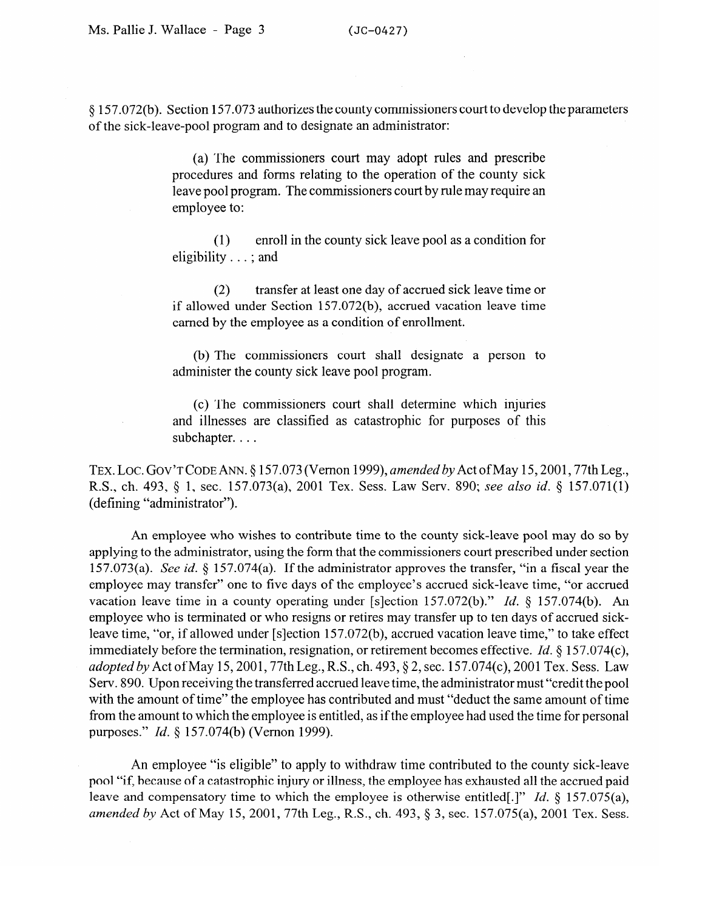§ 157.072(b). Section 157.073 authorizes the county commissioners court to develop the parameters of the sick-leave-pool program and to designate an administrator:

> (a) The commissioners court may adopt rules and prescribe procedures and forms relating to the operation of the county sick leave pool program. The commissioners court by rule may require an employee to:
>
> (1) enroll in the county sick leave pool as a condition for eligibility . . . ; and
>
> (2) transfer at least one day of accrued sick leave time or if allowed under Section 157.072(b), accrued vacation leave time earned by the employee as a condition of enrollment.
>
> (b) The commissioners court shall designate a person to administer the county sick leave pool program.
>
> (c) The commissioners court shall determine which injuries and illnesses are classified as catastrophic for purposes of this subchapter. . . .

TEX. LOC. GOV'T CODE ANN. § 157.073 (Vernon 1999), *amended by* Act of May 15, 2001, 77th Leg., R.S., ch. 493, § 1, sec. 157.073(a), 2001 Tex. Sess. Law Serv. 890; *see also id.* § 157.071(1) (defining "administrator").

An employee who wishes to contribute time to the county sick-leave pool may do so by applying to the administrator, using the form that the commissioners court prescribed under section 157.073(a). *See id.* § 157.074(a). If the administrator approves the transfer, "in a fiscal year the employee may transfer" one to five days of the employee's accrued sick-leave time, "or accrued vacation leave time in a county operating under [s]ection 157.072(b)." *Id.* § 157.074(b). An employee who is terminated or who resigns or retires may transfer up to ten days of accrued sick-leave time, "or, if allowed under [s]ection 157.072(b), accrued vacation leave time," to take effect immediately before the termination, resignation, or retirement becomes effective. *Id.* § 157.074(c), *adopted by* Act of May 15, 2001, 77th Leg., R.S., ch. 493, § 2, sec. 157.074(c), 2001 Tex. Sess. Law Serv. 890. Upon receiving the transferred accrued leave time, the administrator must "credit the pool with the amount of time" the employee has contributed and must "deduct the same amount of time from the amount to which the employee is entitled, as if the employee had used the time for personal purposes." *Id.* § 157.074(b) (Vernon 1999).

An employee "is eligible" to apply to withdraw time contributed to the county sick-leave pool "if, because of a catastrophic injury or illness, the employee has exhausted all the accrued paid leave and compensatory time to which the employee is otherwise entitled[.]" *Id.* § 157.075(a), *amended by* Act of May 15, 2001, 77th Leg., R.S., ch. 493, § 3, sec. 157.075(a), 2001 Tex. Sess.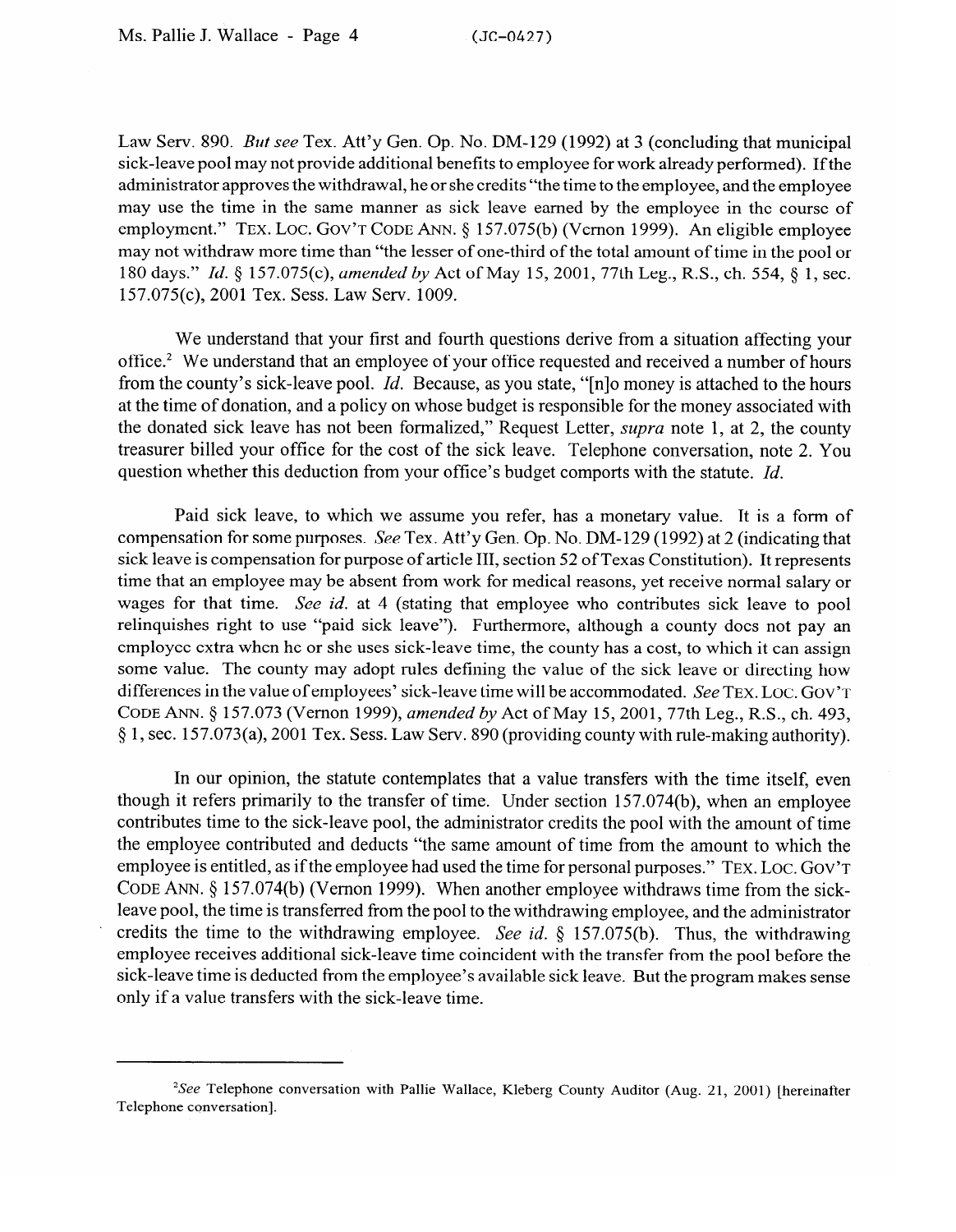Law Serv. 890. *But see* Tex. Att'y Gen. Op. No. DM-129 (1992) at 3 (concluding that municipal sick-leave pool may not provide additional benefits to employee for work already performed). If the administrator approves the withdrawal, he or she credits "the time to the employee, and the employee may use the time in the same manner as sick leave earned by the employee in the course of employment." TEX. LOC. GOV'T CODE ANN. § 157.075(b) (Vernon 1999). An eligible employee may not withdraw more time than "the lesser of one-third of the total amount of time in the pool or 180 days." *Id.* § 157.075(c), *amended by* Act of May 15, 2001, 77th Leg., R.S., ch. 554, § 1, sec. 157.075(c), 2001 Tex. Sess. Law Serv. 1009.

We understand that your first and fourth questions derive from a situation affecting your office.[2] We understand that an employee of your office requested and received a number of hours from the county's sick-leave pool. *Id.* Because, as you state, "[n]o money is attached to the hours at the time of donation, and a policy on whose budget is responsible for the money associated with the donated sick leave has not been formalized," Request Letter, *supra* note 1, at 2, the county treasurer billed your office for the cost of the sick leave. Telephone conversation, note 2. You question whether this deduction from your office's budget comports with the statute. *Id.*

Paid sick leave, to which we assume you refer, has a monetary value. It is a form of compensation for some purposes. *See* Tex. Att'y Gen. Op. No. DM-129 (1992) at 2 (indicating that sick leave is compensation for purpose of article III, section 52 of Texas Constitution). It represents time that an employee may be absent from work for medical reasons, yet receive normal salary or wages for that time. *See id.* at 4 (stating that employee who contributes sick leave to pool relinquishes right to use "paid sick leave"). Furthermore, although a county does not pay an employee extra when he or she uses sick-leave time, the county has a cost, to which it can assign some value. The county may adopt rules defining the value of the sick leave or directing how differences in the value of employees' sick-leave time will be accommodated. *See* TEX. LOC. GOV'T CODE ANN. § 157.073 (Vernon 1999), *amended by* Act of May 15, 2001, 77th Leg., R.S., ch. 493, § 1, sec. 157.073(a), 2001 Tex. Sess. Law Serv. 890 (providing county with rule-making authority).

In our opinion, the statute contemplates that a value transfers with the time itself, even though it refers primarily to the transfer of time. Under section 157.074(b), when an employee contributes time to the sick-leave pool, the administrator credits the pool with the amount of time the employee contributed and deducts "the same amount of time from the amount to which the employee is entitled, as if the employee had used the time for personal purposes." TEX. LOC. GOV'T CODE ANN. § 157.074(b) (Vernon 1999). When another employee withdraws time from the sick-leave pool, the time is transferred from the pool to the withdrawing employee, and the administrator credits the time to the withdrawing employee. *See id.* § 157.075(b). Thus, the withdrawing employee receives additional sick-leave time coincident with the transfer from the pool before the sick-leave time is deducted from the employee's available sick leave. But the program makes sense only if a value transfers with the sick-leave time.

---

[2]*See* Telephone conversation with Pallie Wallace, Kleberg County Auditor (Aug. 21, 2001) [hereinafter Telephone conversation].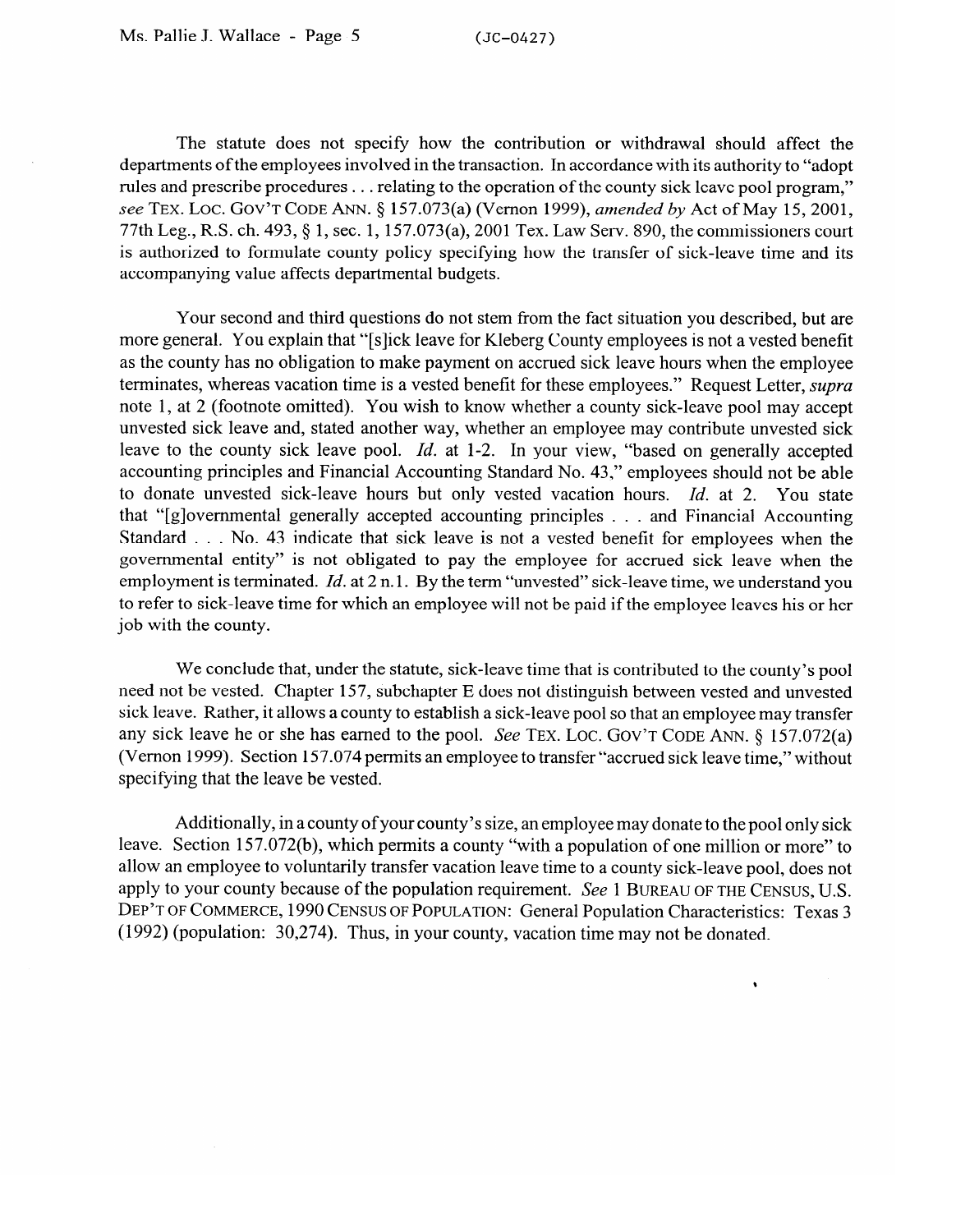The statute does not specify how the contribution or withdrawal should affect the departments of the employees involved in the transaction. In accordance with its authority to "adopt rules and prescribe procedures . . . relating to the operation of the county sick leave pool program," *see* TEX. LOC. GOV'T CODE ANN. § 157.073(a) (Vernon 1999), *amended by* Act of May 15, 2001, 77th Leg., R.S. ch. 493, § 1, sec. 1, 157.073(a), 2001 Tex. Law Serv. 890, the commissioners court is authorized to formulate county policy specifying how the transfer of sick-leave time and its accompanying value affects departmental budgets.

Your second and third questions do not stem from the fact situation you described, but are more general. You explain that "[s]ick leave for Kleberg County employees is not a vested benefit as the county has no obligation to make payment on accrued sick leave hours when the employee terminates, whereas vacation time is a vested benefit for these employees." Request Letter, *supra* note 1, at 2 (footnote omitted). You wish to know whether a county sick-leave pool may accept unvested sick leave and, stated another way, whether an employee may contribute unvested sick leave to the county sick leave pool. *Id.* at 1-2. In your view, "based on generally accepted accounting principles and Financial Accounting Standard No. 43," employees should not be able to donate unvested sick-leave hours but only vested vacation hours. *Id.* at 2. You state that "[g]overnmental generally accepted accounting principles . . . and Financial Accounting Standard . . . No. 43 indicate that sick leave is not a vested benefit for employees when the governmental entity" is not obligated to pay the employee for accrued sick leave when the employment is terminated. *Id.* at 2 n.1. By the term "unvested" sick-leave time, we understand you to refer to sick-leave time for which an employee will not be paid if the employee leaves his or her job with the county.

We conclude that, under the statute, sick-leave time that is contributed to the county's pool need not be vested. Chapter 157, subchapter E does not distinguish between vested and unvested sick leave. Rather, it allows a county to establish a sick-leave pool so that an employee may transfer any sick leave he or she has earned to the pool. *See* TEX. LOC. GOV'T CODE ANN. § 157.072(a) (Vernon 1999). Section 157.074 permits an employee to transfer "accrued sick leave time," without specifying that the leave be vested.

Additionally, in a county of your county's size, an employee may donate to the pool only sick leave. Section 157.072(b), which permits a county "with a population of one million or more" to allow an employee to voluntarily transfer vacation leave time to a county sick-leave pool, does not apply to your county because of the population requirement. *See* 1 BUREAU OF THE CENSUS, U.S. DEP'T OF COMMERCE, 1990 CENSUS OF POPULATION: General Population Characteristics: Texas 3 (1992) (population: 30,274). Thus, in your county, vacation time may not be donated.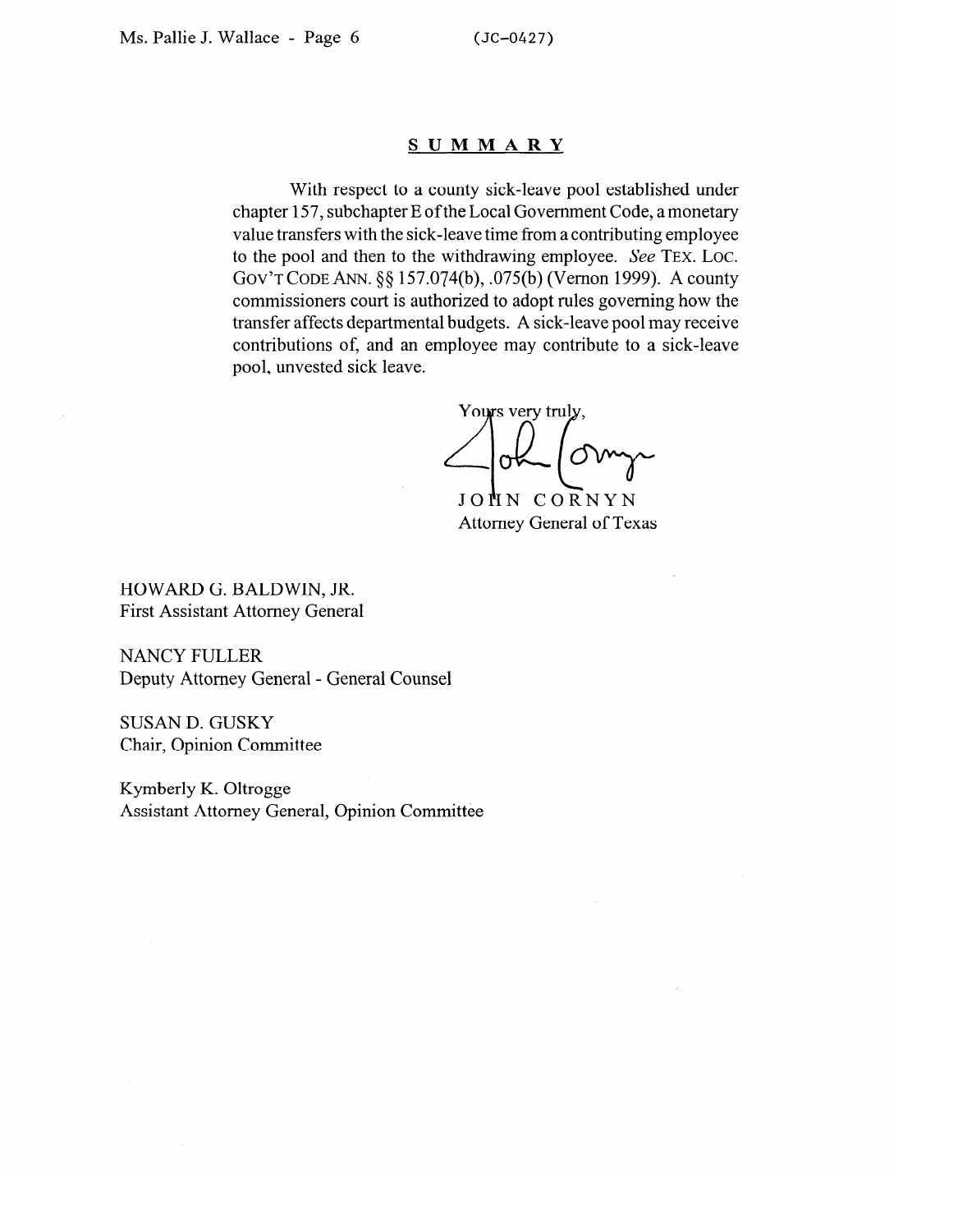## SUMMARY

With respect to a county sick-leave pool established under chapter 157, subchapter E of the Local Government Code, a monetary value transfers with the sick-leave time from a contributing employee to the pool and then to the withdrawing employee. *See* TEX. LOC. GOV'T CODE ANN. §§ 157.074(b), .075(b) (Vernon 1999). A county commissioners court is authorized to adopt rules governing how the transfer affects departmental budgets. A sick-leave pool may receive contributions of, and an employee may contribute to a sick-leave pool, unvested sick leave.

Yours very truly,

JOHN CORNYN
Attorney General of Texas

HOWARD G. BALDWIN, JR.
First Assistant Attorney General

NANCY FULLER
Deputy Attorney General - General Counsel

SUSAN D. GUSKY
Chair, Opinion Committee

Kymberly K. Oltrogge
Assistant Attorney General, Opinion Committee